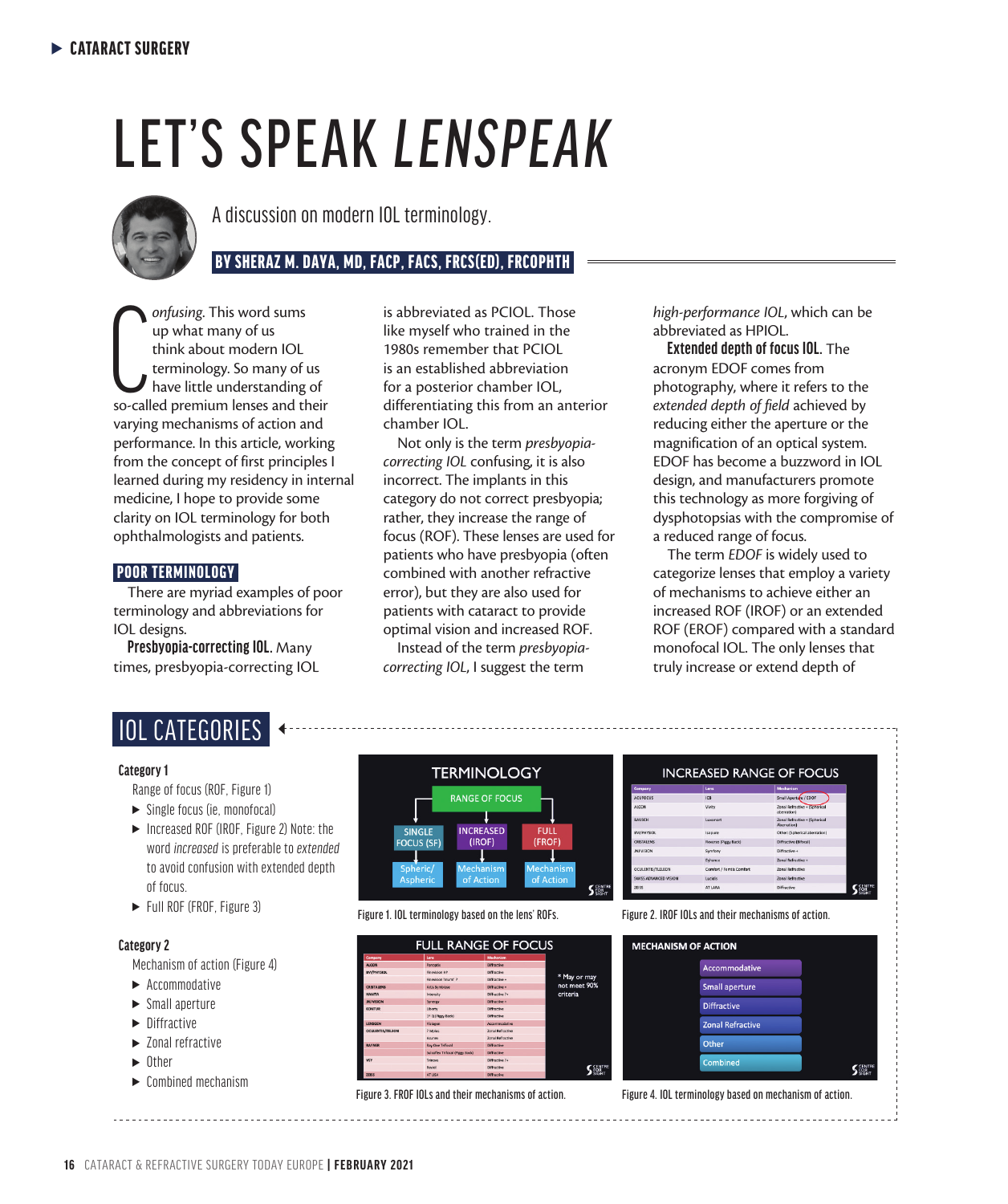# LET'S SPEAK *LENSPEAK*

A discussion on modern IOL terminology.

**BY SHERAZ M. DAYA, MD, FACP, FACS, FRCS(ED), FRCOPHTH**

*Confusing.* This word sums up what many of us think about modern IOL terminology. So many of us have little understanding of so-called premium lenses and their varying mechanisms of action and performance. In this article, working from the concept of first principles I learned during my residency in internal medicine, I hope to provide some clarity on IOL terminology for both ophthalmologists and patients.

## POOR TERMINOLOGY

There are myriad examples of poor terminology and abbreviations for IOL designs.

**Presbyopia-correcting IOL.** Many times, presbyopia-correcting IOL is abbreviated as PCIOL. Those like myself who trained in the 1980s remember that PCIOL is an established abbreviation for a posterior chamber IOL, differentiating this from an anterior chamber IOL.

Not only is the term *presbyopia-correcting IOL* confusing, it is also incorrect. The implants in this category do not correct presbyopia; rather, they increase the range of focus (ROF). These lenses are used for patients who have presbyopia (often combined with another refractive error), but they are also used for patients with cataract to provide optimal vision and increased ROF.

Instead of the term *presbyopia-correcting IOL*, I suggest the term *high-performance IOL*, which can be abbreviated as HPIOL.

**Extended depth of focus IOL.** The acronym EDOF comes from photography, where it refers to the *extended depth of field* achieved by reducing either the aperture or the magnification of an optical system. EDOF has become a buzzword in IOL design, and manufacturers promote this technology as more forgiving of dysphotopsias with the compromise of a reduced range of focus.

The term *EDOF* is widely used to categorize lenses that employ a variety of mechanisms to achieve either an increased ROF (IROF) or an extended ROF (EROF) compared with a standard monofocal IOL. The only lenses that truly increase or extend depth of

## IOL CATEGORIES

**Category 1**

Range of focus (ROF, Figure 1)

- Single focus (ie, monofocal)
- Increased ROF (IROF, Figure 2) Note: the word *increased* is preferable to *extended* to avoid confusion with extended depth of focus.
- Full ROF (FROF, Figure 3)

**Category 2**

Mechanism of action (Figure 4)

- Accommodative
- Small aperture
- Diffractive
- Zonal refractive
- Other
- Combined mechanism

Figure 1. IOL terminology based on the lens' ROFs.

Figure 2. IROF IOLs and their mechanisms of action.

Figure 3. FROF IOLs and their mechanisms of action.

Figure 4. IOL terminology based on mechanism of action.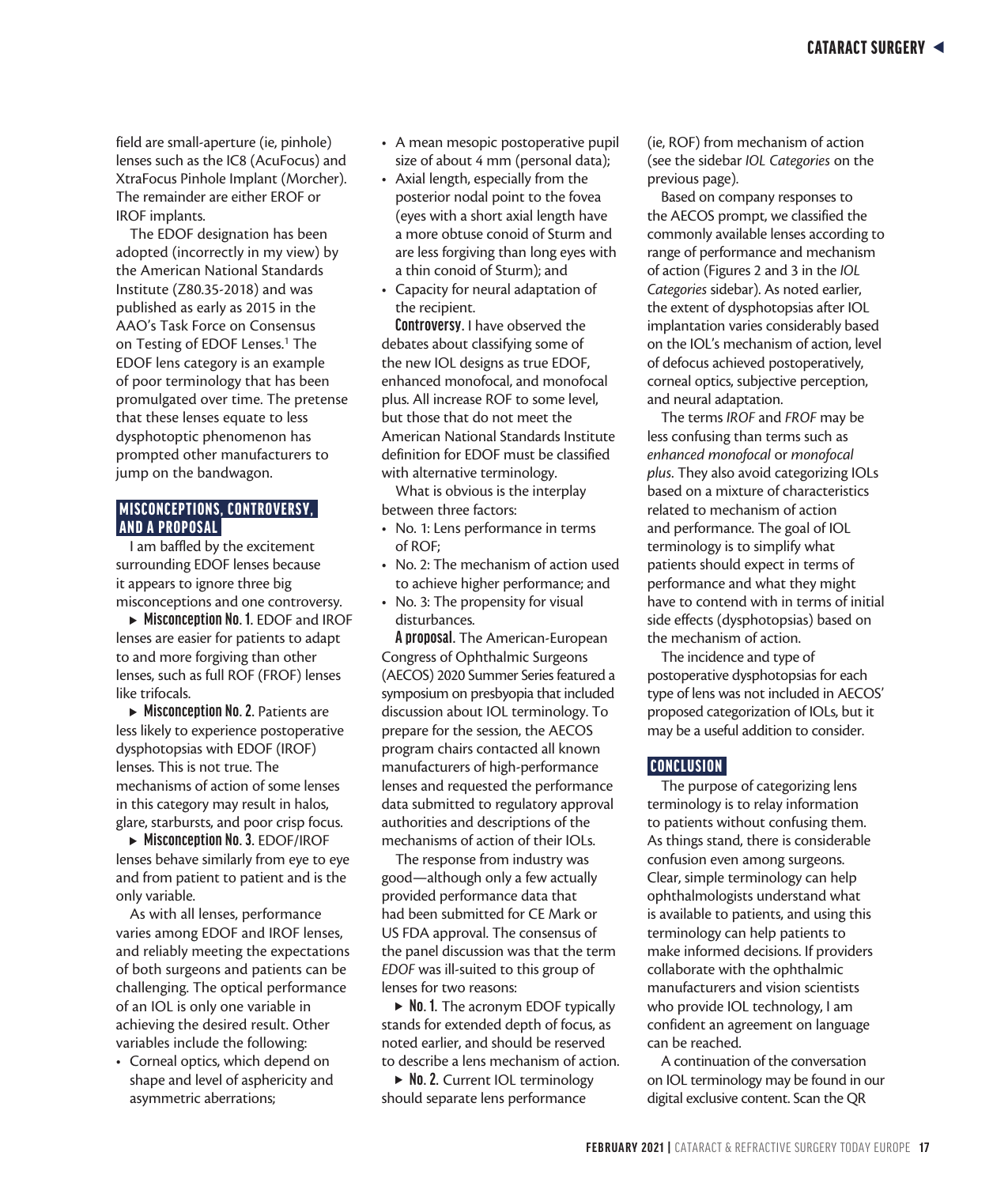field are small-aperture (ie, pinhole) lenses such as the IC8 (AcuFocus) and XtraFocus Pinhole Implant (Morcher). The remainder are either EROF or IROF implants.

The EDOF designation has been adopted (incorrectly in my view) by the American National Standards Institute (Z80.35-2018) and was published as early as 2015 in the AAO's Task Force on Consensus on Testing of EDOF Lenses.[1] The EDOF lens category is an example of poor terminology that has been promulgated over time. The pretense that these lenses equate to less dysphotoptic phenomenon has prompted other manufacturers to jump on the bandwagon.

## MISCONCEPTIONS, CONTROVERSY, AND A PROPOSAL

I am baffled by the excitement surrounding EDOF lenses because it appears to ignore three big misconceptions and one controversy.

▶ **Misconception No. 1.** EDOF and IROF lenses are easier for patients to adapt to and more forgiving than other lenses, such as full ROF (FROF) lenses like trifocals.

▶ **Misconception No. 2.** Patients are less likely to experience postoperative dysphotopsias with EDOF (IROF) lenses. This is not true. The mechanisms of action of some lenses in this category may result in halos, glare, starbursts, and poor crisp focus.

▶ **Misconception No. 3.** EDOF/IROF lenses behave similarly from eye to eye and from patient to patient and is the only variable.

As with all lenses, performance varies among EDOF and IROF lenses, and reliably meeting the expectations of both surgeons and patients can be challenging. The optical performance of an IOL is only one variable in achieving the desired result. Other variables include the following:

- Corneal optics, which depend on shape and level of asphericity and asymmetric aberrations;
- A mean mesopic postoperative pupil size of about 4 mm (personal data);
- Axial length, especially from the posterior nodal point to the fovea (eyes with a short axial length have a more obtuse conoid of Sturm and are less forgiving than long eyes with a thin conoid of Sturm); and
- Capacity for neural adaptation of the recipient.

**Controversy.** I have observed the debates about classifying some of the new IOL designs as true EDOF, enhanced monofocal, and monofocal plus. All increase ROF to some level, but those that do not meet the American National Standards Institute definition for EDOF must be classified with alternative terminology.

What is obvious is the interplay between three factors:

- No. 1: Lens performance in terms of ROF;
- No. 2: The mechanism of action used to achieve higher performance; and
- No. 3: The propensity for visual disturbances.

**A proposal.** The American-European Congress of Ophthalmic Surgeons (AECOS) 2020 Summer Series featured a symposium on presbyopia that included discussion about IOL terminology. To prepare for the session, the AECOS program chairs contacted all known manufacturers of high-performance lenses and requested the performance data submitted to regulatory approval authorities and descriptions of the mechanisms of action of their IOLs.

The response from industry was good—although only a few actually provided performance data that had been submitted for CE Mark or US FDA approval. The consensus of the panel discussion was that the term *EDOF* was ill-suited to this group of lenses for two reasons:

▶ **No. 1.** The acronym EDOF typically stands for extended depth of focus, as noted earlier, and should be reserved to describe a lens mechanism of action.

▶ **No. 2.** Current IOL terminology should separate lens performance (ie, ROF) from mechanism of action (see the sidebar *IOL Categories* on the previous page).

Based on company responses to the AECOS prompt, we classified the commonly available lenses according to range of performance and mechanism of action (Figures 2 and 3 in the *IOL Categories* sidebar). As noted earlier, the extent of dysphotopsias after IOL implantation varies considerably based on the IOL's mechanism of action, level of defocus achieved postoperatively, corneal optics, subjective perception, and neural adaptation.

The terms *IROF* and *FROF* may be less confusing than terms such as *enhanced monofocal* or *monofocal plus*. They also avoid categorizing IOLs based on a mixture of characteristics related to mechanism of action and performance. The goal of IOL terminology is to simplify what patients should expect in terms of performance and what they might have to contend with in terms of initial side effects (dysphotopsias) based on the mechanism of action.

The incidence and type of postoperative dysphotopsias for each type of lens was not included in AECOS' proposed categorization of IOLs, but it may be a useful addition to consider.

## CONCLUSION

The purpose of categorizing lens terminology is to relay information to patients without confusing them. As things stand, there is considerable confusion even among surgeons. Clear, simple terminology can help ophthalmologists understand what is available to patients, and using this terminology can help patients to make informed decisions. If providers collaborate with the ophthalmic manufacturers and vision scientists who provide IOL technology, I am confident an agreement on language can be reached.

A continuation of the conversation on IOL terminology may be found in our digital exclusive content. Scan the QR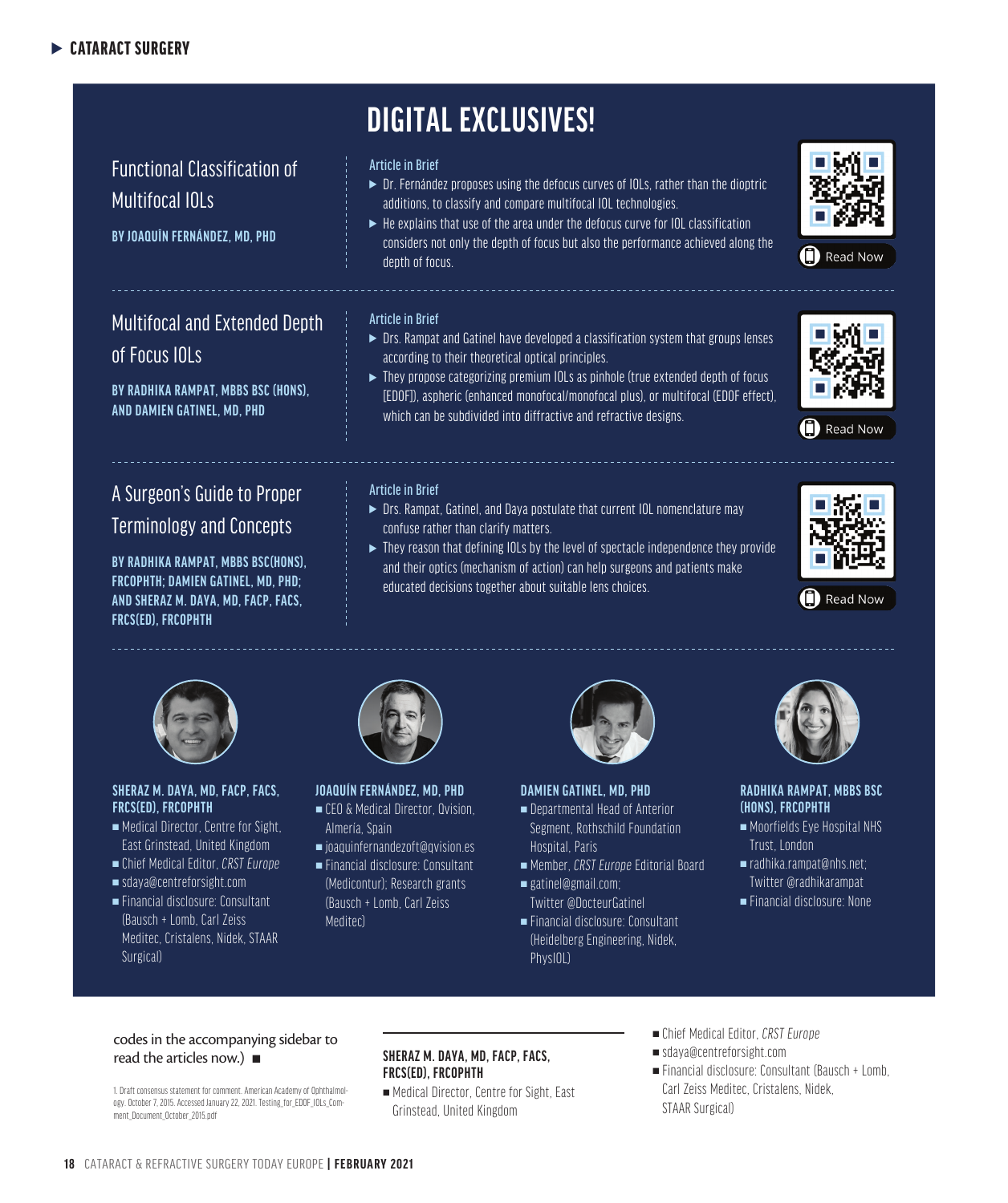# DIGITAL EXCLUSIVES!

## Functional Classification of Multifocal IOLs

**BY JOAQUÍN FERNÁNDEZ, MD, PHD**

Article in Brief

- Dr. Fernández proposes using the defocus curves of IOLs, rather than the dioptric additions, to classify and compare multifocal IOL technologies.
- He explains that use of the area under the defocus curve for IOL classification considers not only the depth of focus but also the performance achieved along the depth of focus.

Read Now

---

## Multifocal and Extended Depth of Focus IOLs

**BY RADHIKA RAMPAT, MBBS BSC (HONS), AND DAMIEN GATINEL, MD, PHD**

Article in Brief

- Drs. Rampat and Gatinel have developed a classification system that groups lenses according to their theoretical optical principles.
- They propose categorizing premium IOLs as pinhole (true extended depth of focus [EDOF]), aspheric (enhanced monofocal/monofocal plus), or multifocal (EDOF effect), which can be subdivided into diffractive and refractive designs.

Read Now

---

## A Surgeon's Guide to Proper Terminology and Concepts

**BY RADHIKA RAMPAT, MBBS BSC(HONS), FRCOPHTH; DAMIEN GATINEL, MD, PHD; AND SHERAZ M. DAYA, MD, FACP, FACS, FRCS(ED), FRCOPHTH**

Article in Brief

- Drs. Rampat, Gatinel, and Daya postulate that current IOL nomenclature may confuse rather than clarify matters.
- They reason that defining IOLs by the level of spectacle independence they provide and their optics (mechanism of action) can help surgeons and patients make educated decisions together about suitable lens choices.

Read Now

---

**SHERAZ M. DAYA, MD, FACP, FACS, FRCS(ED), FRCOPHTH**

- Medical Director, Centre for Sight, East Grinstead, United Kingdom
- Chief Medical Editor, *CRST Europe*
- sdaya@centreforsight.com
- Financial disclosure: Consultant (Bausch + Lomb, Carl Zeiss Meditec, Cristalens, Nidek, STAAR Surgical)

**JOAQUÍN FERNÁNDEZ, MD, PHD**

- CEO & Medical Director, Qvision, Almería, Spain
- joaquinfernandezoft@qvision.es
- Financial disclosure: Consultant (Medicontur); Research grants (Bausch + Lomb, Carl Zeiss Meditec)

**DAMIEN GATINEL, MD, PHD**

- Departmental Head of Anterior Segment, Rothschild Foundation Hospital, Paris
- Member, *CRST Europe* Editorial Board
- gatinel@gmail.com; Twitter @DocteurGatinel
- Financial disclosure: Consultant (Heidelberg Engineering, Nidek, PhysIOL)

**RADHIKA RAMPAT, MBBS BSC (HONS), FRCOPHTH**

- Moorfields Eye Hospital NHS Trust, London
- radhika.rampat@nhs.net; Twitter @radhikarampat
- Financial disclosure: None

---

codes in the accompanying sidebar to read the articles now.) ■

1. Draft consensus statement for comment. American Academy of Ophthalmology. October 7, 2015. Accessed January 22, 2021. Testing_for_EDOF_IOLs_Comment_Document_October_2015.pdf

**SHERAZ M. DAYA, MD, FACP, FACS, FRCS(ED), FRCOPHTH**

- Medical Director, Centre for Sight, East Grinstead, United Kingdom
- Chief Medical Editor, *CRST Europe*
- sdaya@centreforsight.com
- Financial disclosure: Consultant (Bausch + Lomb, Carl Zeiss Meditec, Cristalens, Nidek, STAAR Surgical)